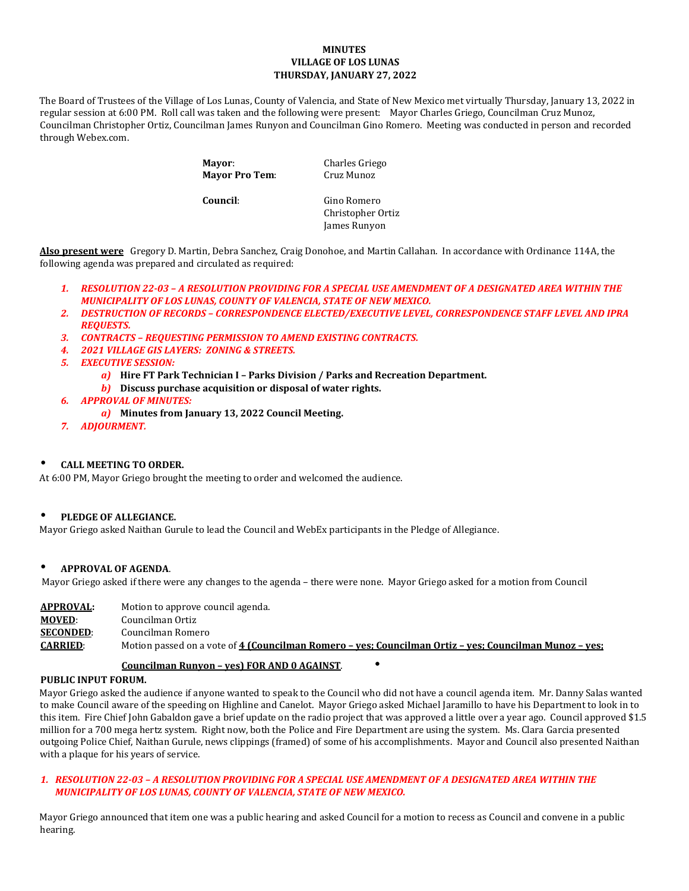**MINUTES**
**VILLAGE OF LOS LUNAS**
**THURSDAY, JANUARY 27, 2022**

The Board of Trustees of the Village of Los Lunas, County of Valencia, and State of New Mexico met virtually Thursday, January 13, 2022 in regular session at 6:00 PM. Roll call was taken and the following were present: Mayor Charles Griego, Councilman Cruz Munoz, Councilman Christopher Ortiz, Councilman James Runyon and Councilman Gino Romero. Meeting was conducted in person and recorded through Webex.com.

| | |
|---|---|
| **Mayor**: | Charles Griego |
| **Mayor Pro Tem**: | Cruz Munoz |
| **Council**: | Gino Romero |
| | Christopher Ortiz |
| | James Runyon |

**Also present were** Gregory D. Martin, Debra Sanchez, Craig Donohoe, and Martin Callahan. In accordance with Ordinance 114A, the following agenda was prepared and circulated as required:

1. ***RESOLUTION 22-03 – A RESOLUTION PROVIDING FOR A SPECIAL USE AMENDMENT OF A DESIGNATED AREA WITHIN THE MUNICIPALITY OF LOS LUNAS, COUNTY OF VALENCIA, STATE OF NEW MEXICO.***
2. ***DESTRUCTION OF RECORDS – CORRESPONDENCE ELECTED/EXECUTIVE LEVEL, CORRESPONDENCE STAFF LEVEL AND IPRA REQUESTS.***
3. ***CONTRACTS – REQUESTING PERMISSION TO AMEND EXISTING CONTRACTS.***
4. ***2021 VILLAGE GIS LAYERS: ZONING & STREETS.***
5. ***EXECUTIVE SESSION:***
   a) **Hire FT Park Technician I – Parks Division / Parks and Recreation Department.**
   b) **Discuss purchase acquisition or disposal of water rights.**
6. ***APPROVAL OF MINUTES:***
   a) **Minutes from January 13, 2022 Council Meeting.**
7. ***ADJOURMENT.***

- **CALL MEETING TO ORDER.**

At 6:00 PM, Mayor Griego brought the meeting to order and welcomed the audience.

- **PLEDGE OF ALLEGIANCE.**

Mayor Griego asked Naithan Gurule to lead the Council and WebEx participants in the Pledge of Allegiance.

- **APPROVAL OF AGENDA**.

Mayor Griego asked if there were any changes to the agenda – there were none. Mayor Griego asked for a motion from Council

| | |
|---|---|
| **APPROVAL:** | Motion to approve council agenda. |
| **MOVED**: | Councilman Ortiz |
| **SECONDED**: | Councilman Romero |
| **CARRIED**: | Motion passed on a vote of **4 (Councilman Romero – yes; Councilman Ortiz – yes; Councilman Munoz – yes; Councilman Runyon – yes) FOR AND 0 AGAINST**. |

- **PUBLIC INPUT FORUM.**

Mayor Griego asked the audience if anyone wanted to speak to the Council who did not have a council agenda item. Mr. Danny Salas wanted to make Council aware of the speeding on Highline and Canelot. Mayor Griego asked Michael Jaramillo to have his Department to look in to this item. Fire Chief John Gabaldon gave a brief update on the radio project that was approved a little over a year ago. Council approved $1.5 million for a 700 mega hertz system. Right now, both the Police and Fire Department are using the system. Ms. Clara Garcia presented outgoing Police Chief, Naithan Gurule, news clippings (framed) of some of his accomplishments. Mayor and Council also presented Naithan with a plaque for his years of service.

1. ***RESOLUTION 22-03 – A RESOLUTION PROVIDING FOR A SPECIAL USE AMENDMENT OF A DESIGNATED AREA WITHIN THE MUNICIPALITY OF LOS LUNAS, COUNTY OF VALENCIA, STATE OF NEW MEXICO.***

Mayor Griego announced that item one was a public hearing and asked Council for a motion to recess as Council and convene in a public hearing.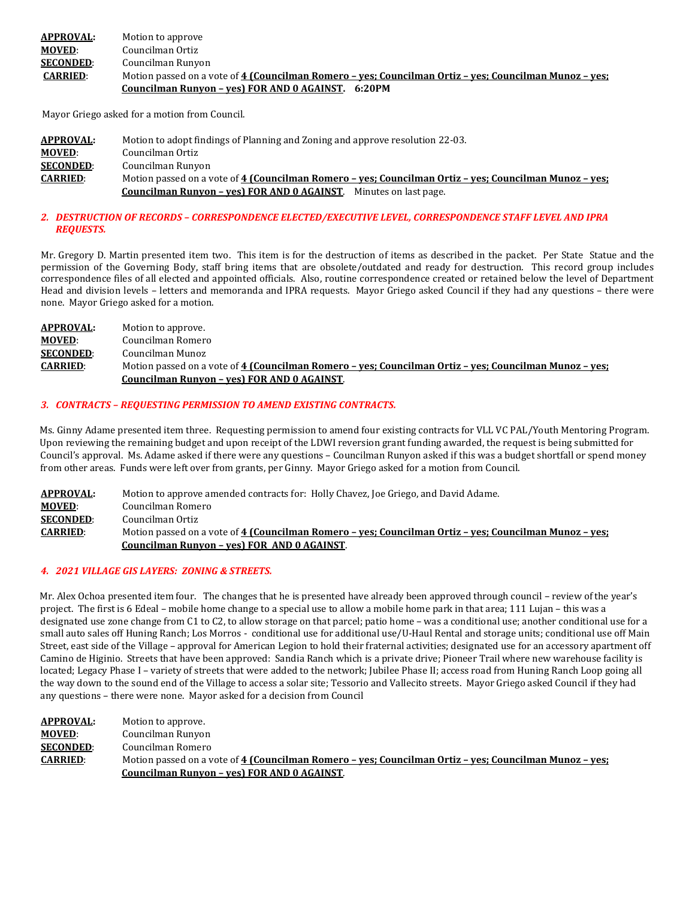**APPROVAL:** Motion to approve
**MOVED**: Councilman Ortiz
**SECONDED**: Councilman Runyon
**CARRIED**: Motion passed on a vote of **4 (Councilman Romero – yes; Councilman Ortiz – yes; Councilman Munoz – yes; Councilman Runyon – yes) FOR AND 0 AGAINST. 6:20PM**

Mayor Griego asked for a motion from Council.

**APPROVAL:** Motion to adopt findings of Planning and Zoning and approve resolution 22-03.
**MOVED**: Councilman Ortiz
**SECONDED**: Councilman Runyon
**CARRIED**: Motion passed on a vote of **4 (Councilman Romero – yes; Councilman Ortiz – yes; Councilman Munoz – yes; Councilman Runyon – yes) FOR AND 0 AGAINST**. Minutes on last page.

### *2. DESTRUCTION OF RECORDS – CORRESPONDENCE ELECTED/EXECUTIVE LEVEL, CORRESPONDENCE STAFF LEVEL AND IPRA REQUESTS.*

Mr. Gregory D. Martin presented item two. This item is for the destruction of items as described in the packet. Per State Statue and the permission of the Governing Body, staff bring items that are obsolete/outdated and ready for destruction. This record group includes correspondence files of all elected and appointed officials. Also, routine correspondence created or retained below the level of Department Head and division levels – letters and memoranda and IPRA requests. Mayor Griego asked Council if they had any questions – there were none. Mayor Griego asked for a motion.

**APPROVAL:** Motion to approve.
**MOVED**: Councilman Romero
**SECONDED**: Councilman Munoz
**CARRIED**: Motion passed on a vote of **4 (Councilman Romero – yes; Councilman Ortiz – yes; Councilman Munoz – yes; Councilman Runyon – yes) FOR AND 0 AGAINST**.

### *3. CONTRACTS – REQUESTING PERMISSION TO AMEND EXISTING CONTRACTS.*

Ms. Ginny Adame presented item three. Requesting permission to amend four existing contracts for VLL VC PAL/Youth Mentoring Program. Upon reviewing the remaining budget and upon receipt of the LDWI reversion grant funding awarded, the request is being submitted for Council's approval. Ms. Adame asked if there were any questions – Councilman Runyon asked if this was a budget shortfall or spend money from other areas. Funds were left over from grants, per Ginny. Mayor Griego asked for a motion from Council.

**APPROVAL:** Motion to approve amended contracts for: Holly Chavez, Joe Griego, and David Adame.
**MOVED**: Councilman Romero
**SECONDED**: Councilman Ortiz
**CARRIED**: Motion passed on a vote of **4 (Councilman Romero – yes; Councilman Ortiz – yes; Councilman Munoz – yes; Councilman Runyon – yes) FOR AND 0 AGAINST**.

### *4. 2021 VILLAGE GIS LAYERS: ZONING & STREETS.*

Mr. Alex Ochoa presented item four. The changes that he is presented have already been approved through council – review of the year's project. The first is 6 Edeal – mobile home change to a special use to allow a mobile home park in that area; 111 Lujan – this was a designated use zone change from C1 to C2, to allow storage on that parcel; patio home – was a conditional use; another conditional use for a small auto sales off Huning Ranch; Los Morros - conditional use for additional use/U-Haul Rental and storage units; conditional use off Main Street, east side of the Village – approval for American Legion to hold their fraternal activities; designated use for an accessory apartment off Camino de Higinio. Streets that have been approved: Sandia Ranch which is a private drive; Pioneer Trail where new warehouse facility is located; Legacy Phase I – variety of streets that were added to the network; Jubilee Phase II; access road from Huning Ranch Loop going all the way down to the sound end of the Village to access a solar site; Tessorio and Vallecito streets. Mayor Griego asked Council if they had any questions – there were none. Mayor asked for a decision from Council

**APPROVAL:** Motion to approve.
**MOVED**: Councilman Runyon
**SECONDED**: Councilman Romero
**CARRIED**: Motion passed on a vote of **4 (Councilman Romero – yes; Councilman Ortiz – yes; Councilman Munoz – yes; Councilman Runyon – yes) FOR AND 0 AGAINST**.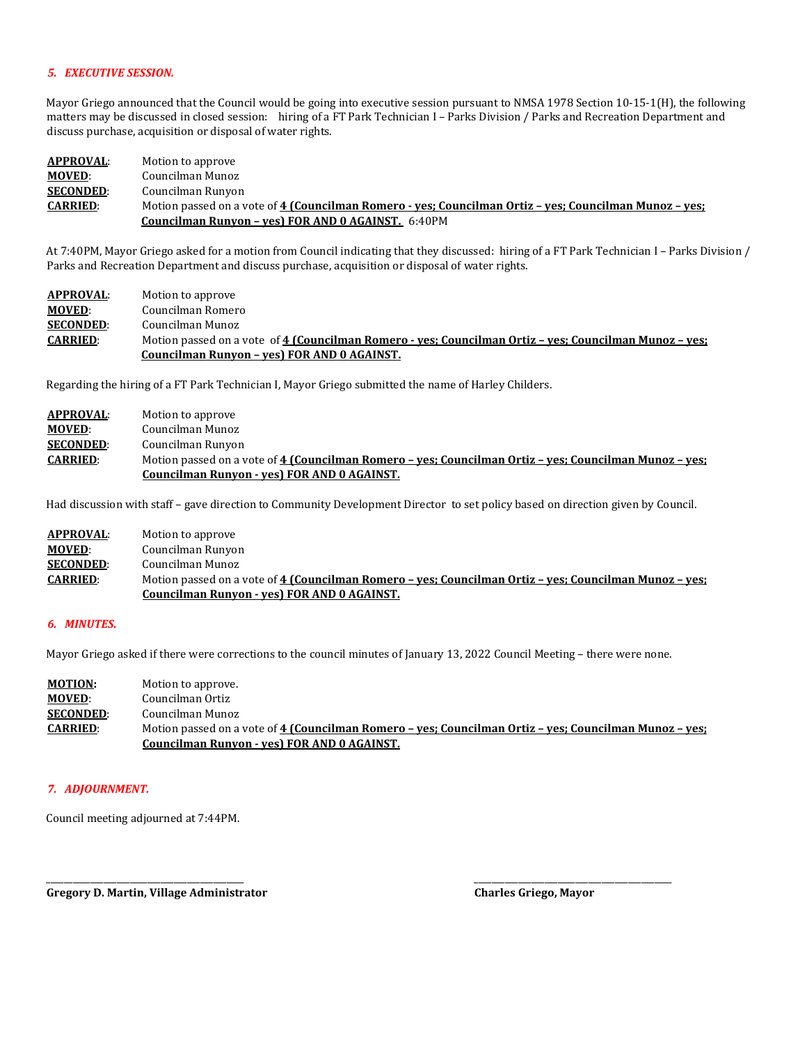### *5. EXECUTIVE SESSION.*

Mayor Griego announced that the Council would be going into executive session pursuant to NMSA 1978 Section 10-15-1(H), the following matters may be discussed in closed session: hiring of a FT Park Technician I – Parks Division / Parks and Recreation Department and discuss purchase, acquisition or disposal of water rights.

**APPROVAL**: Motion to approve
**MOVED**: Councilman Munoz
**SECONDED**: Councilman Runyon
**CARRIED**: Motion passed on a vote of **4 (Councilman Romero - yes; Councilman Ortiz – yes; Councilman Munoz – yes; Councilman Runyon – yes) FOR AND 0 AGAINST.** 6:40PM

At 7:40PM, Mayor Griego asked for a motion from Council indicating that they discussed: hiring of a FT Park Technician I – Parks Division / Parks and Recreation Department and discuss purchase, acquisition or disposal of water rights.

**APPROVAL**: Motion to approve
**MOVED**: Councilman Romero
**SECONDED**: Councilman Munoz
**CARRIED**: Motion passed on a vote of **4 (Councilman Romero - yes; Councilman Ortiz – yes; Councilman Munoz – yes; Councilman Runyon – yes) FOR AND 0 AGAINST.**

Regarding the hiring of a FT Park Technician I, Mayor Griego submitted the name of Harley Childers.

**APPROVAL**: Motion to approve
**MOVED**: Councilman Munoz
**SECONDED**: Councilman Runyon
**CARRIED**: Motion passed on a vote of **4 (Councilman Romero – yes; Councilman Ortiz – yes; Councilman Munoz – yes; Councilman Runyon - yes) FOR AND 0 AGAINST.**

Had discussion with staff – gave direction to Community Development Director to set policy based on direction given by Council.

**APPROVAL**: Motion to approve
**MOVED**: Councilman Runyon
**SECONDED**: Councilman Munoz
**CARRIED**: Motion passed on a vote of **4 (Councilman Romero – yes; Councilman Ortiz – yes; Councilman Munoz – yes; Councilman Runyon - yes) FOR AND 0 AGAINST.**

### *6. MINUTES.*

Mayor Griego asked if there were corrections to the council minutes of January 13, 2022 Council Meeting – there were none.

**MOTION:** Motion to approve.
**MOVED**: Councilman Ortiz
**SECONDED**: Councilman Munoz
**CARRIED**: Motion passed on a vote of **4 (Councilman Romero – yes; Councilman Ortiz – yes; Councilman Munoz – yes; Councilman Runyon - yes) FOR AND 0 AGAINST.**

### *7. ADJOURNMENT.*

Council meeting adjourned at 7:44PM.

\_\_\_\_\_\_\_\_\_\_\_\_\_\_\_\_\_\_\_\_\_\_\_\_\_\_\_\_\_\_\_\_\_\_\_\_\_\_
**Gregory D. Martin, Village Administrator**

\_\_\_\_\_\_\_\_\_\_\_\_\_\_\_\_\_\_\_\_\_\_\_\_\_\_\_\_\_\_\_\_\_\_\_\_\_\_
**Charles Griego, Mayor**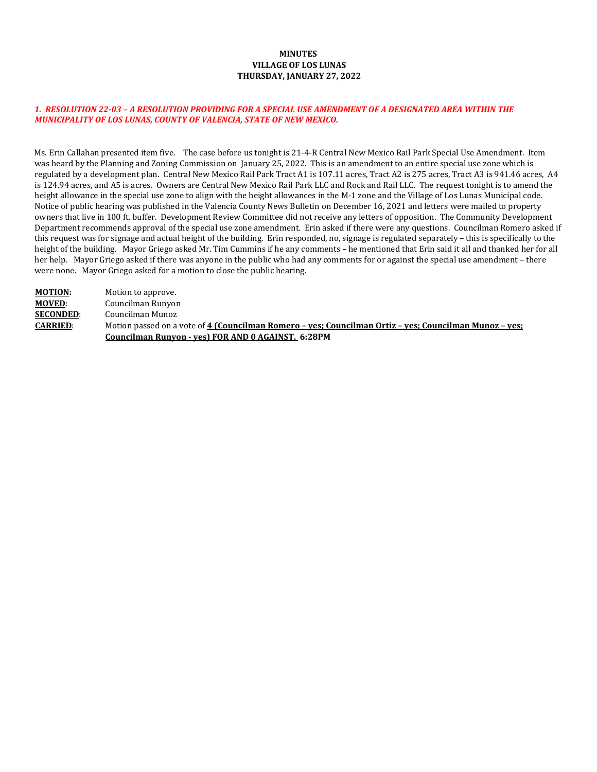**MINUTES**
**VILLAGE OF LOS LUNAS**
**THURSDAY, JANUARY 27, 2022**

***1. RESOLUTION 22-03 – A RESOLUTION PROVIDING FOR A SPECIAL USE AMENDMENT OF A DESIGNATED AREA WITHIN THE MUNICIPALITY OF LOS LUNAS, COUNTY OF VALENCIA, STATE OF NEW MEXICO.***

Ms. Erin Callahan presented item five. The case before us tonight is 21-4-R Central New Mexico Rail Park Special Use Amendment. Item was heard by the Planning and Zoning Commission on January 25, 2022. This is an amendment to an entire special use zone which is regulated by a development plan. Central New Mexico Rail Park Tract A1 is 107.11 acres, Tract A2 is 275 acres, Tract A3 is 941.46 acres, A4 is 124.94 acres, and A5 is acres. Owners are Central New Mexico Rail Park LLC and Rock and Rail LLC. The request tonight is to amend the height allowance in the special use zone to align with the height allowances in the M-1 zone and the Village of Los Lunas Municipal code. Notice of public hearing was published in the Valencia County News Bulletin on December 16, 2021 and letters were mailed to property owners that live in 100 ft. buffer. Development Review Committee did not receive any letters of opposition. The Community Development Department recommends approval of the special use zone amendment. Erin asked if there were any questions. Councilman Romero asked if this request was for signage and actual height of the building. Erin responded, no, signage is regulated separately – this is specifically to the height of the building. Mayor Griego asked Mr. Tim Cummins if he any comments – he mentioned that Erin said it all and thanked her for all her help. Mayor Griego asked if there was anyone in the public who had any comments for or against the special use amendment – there were none. Mayor Griego asked for a motion to close the public hearing.

| | |
|---|---|
| **MOTION:** | Motion to approve. |
| **MOVED:** | Councilman Runyon |
| **SECONDED:** | Councilman Munoz |
| **CARRIED:** | Motion passed on a vote of **4 (Councilman Romero – yes; Councilman Ortiz – yes; Councilman Munoz – yes; Councilman Runyon - yes) FOR AND 0 AGAINST. 6:28PM** |